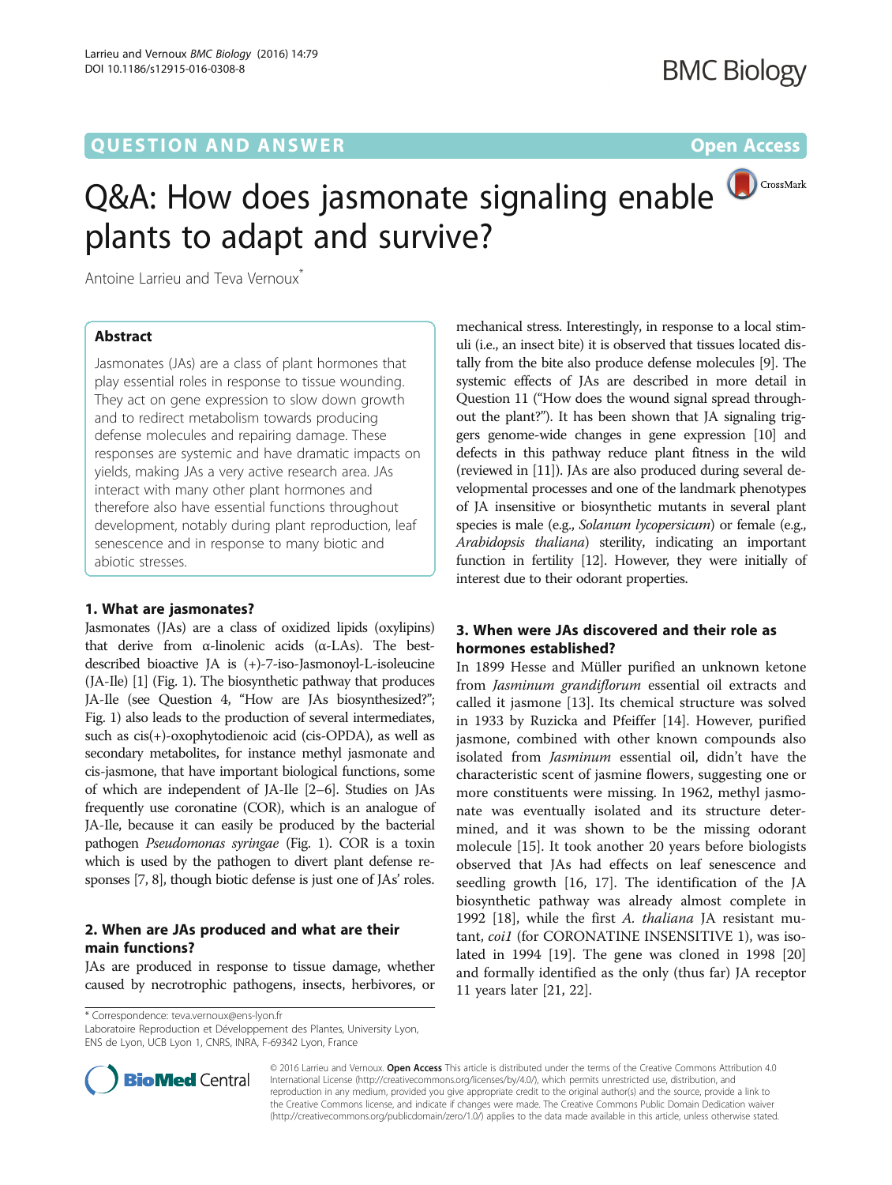QUESTION AND ANSWER

Open Access

# Q&A: How does jasmonate signaling enable plants to adapt and survive?

Antoine Larrieu and Teva Vernoux*

## Abstract

Jasmonates (JAs) are a class of plant hormones that play essential roles in response to tissue wounding. They act on gene expression to slow down growth and to redirect metabolism towards producing defense molecules and repairing damage. These responses are systemic and have dramatic impacts on yields, making JAs a very active research area. JAs interact with many other plant hormones and therefore also have essential functions throughout development, notably during plant reproduction, leaf senescence and in response to many biotic and abiotic stresses.

## 1. What are jasmonates?

Jasmonates (JAs) are a class of oxidized lipids (oxylipins) that derive from α-linolenic acids (α-LAs). The best-described bioactive JA is (+)-7-iso-Jasmonoyl-L-isoleucine (JA-Ile) [1] (Fig. 1). The biosynthetic pathway that produces JA-Ile (see Question 4, "How are JAs biosynthesized?"; Fig. 1) also leads to the production of several intermediates, such as cis(+)-oxophytodienoic acid (cis-OPDA), as well as secondary metabolites, for instance methyl jasmonate and cis-jasmone, that have important biological functions, some of which are independent of JA-Ile [2–6]. Studies on JAs frequently use coronatine (COR), which is an analogue of JA-Ile, because it can easily be produced by the bacterial pathogen *Pseudomonas syringae* (Fig. 1). COR is a toxin which is used by the pathogen to divert plant defense responses [7, 8], though biotic defense is just one of JAs' roles.

## 2. When are JAs produced and what are their main functions?

JAs are produced in response to tissue damage, whether caused by necrotrophic pathogens, insects, herbivores, or mechanical stress. Interestingly, in response to a local stimuli (i.e., an insect bite) it is observed that tissues located distally from the bite also produce defense molecules [9]. The systemic effects of JAs are described in more detail in Question 11 ("How does the wound signal spread throughout the plant?"). It has been shown that JA signaling triggers genome-wide changes in gene expression [10] and defects in this pathway reduce plant fitness in the wild (reviewed in [11]). JAs are also produced during several developmental processes and one of the landmark phenotypes of JA insensitive or biosynthetic mutants in several plant species is male (e.g., *Solanum lycopersicum*) or female (e.g., *Arabidopsis thaliana*) sterility, indicating an important function in fertility [12]. However, they were initially of interest due to their odorant properties.

## 3. When were JAs discovered and their role as hormones established?

In 1899 Hesse and Müller purified an unknown ketone from *Jasminum grandiflorum* essential oil extracts and called it jasmone [13]. Its chemical structure was solved in 1933 by Ruzicka and Pfeiffer [14]. However, purified jasmone, combined with other known compounds also isolated from *Jasminum* essential oil, didn't have the characteristic scent of jasmine flowers, suggesting one or more constituents were missing. In 1962, methyl jasmonate was eventually isolated and its structure determined, and it was shown to be the missing odorant molecule [15]. It took another 20 years before biologists observed that JAs had effects on leaf senescence and seedling growth [16, 17]. The identification of the JA biosynthetic pathway was already almost complete in 1992 [18], while the first *A. thaliana* JA resistant mutant, *coi1* (for CORONATINE INSENSITIVE 1), was isolated in 1994 [19]. The gene was cloned in 1998 [20] and formally identified as the only (thus far) JA receptor 11 years later [21, 22].

* Correspondence: teva.vernoux@ens-lyon.fr

Laboratoire Reproduction et Développement des Plantes, University Lyon, ENS de Lyon, UCB Lyon 1, CNRS, INRA, F-69342 Lyon, France

© 2016 Larrieu and Vernoux. **Open Access** This article is distributed under the terms of the Creative Commons Attribution 4.0 International License (http://creativecommons.org/licenses/by/4.0/), which permits unrestricted use, distribution, and reproduction in any medium, provided you give appropriate credit to the original author(s) and the source, provide a link to the Creative Commons license, and indicate if changes were made. The Creative Commons Public Domain Dedication waiver (http://creativecommons.org/publicdomain/zero/1.0/) applies to the data made available in this article, unless otherwise stated.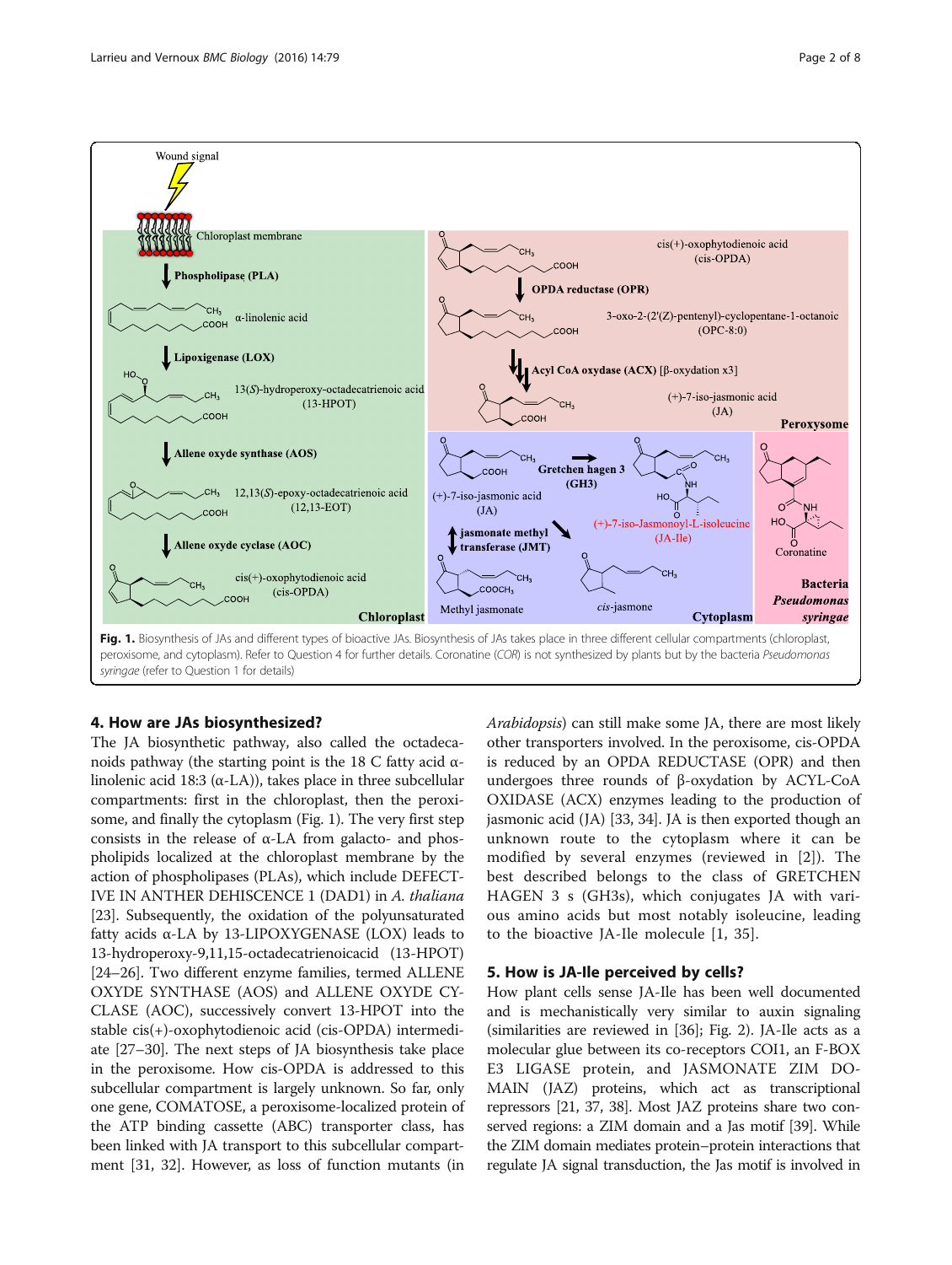Fig. 1. Biosynthesis of JAs and different types of bioactive JAs. Biosynthesis of JAs takes place in three different cellular compartments (chloroplast, peroxisome, and cytoplasm). Refer to Question 4 for further details. Coronatine (*COR*) is not synthesized by plants but by the bacteria *Pseudomonas syringae* (refer to Question 1 for details)

### 4. How are JAs biosynthesized?

The JA biosynthetic pathway, also called the octadecanoids pathway (the starting point is the 18 C fatty acid α-linolenic acid 18:3 (α-LA)), takes place in three subcellular compartments: first in the chloroplast, then the peroxisome, and finally the cytoplasm (Fig. 1). The very first step consists in the release of α-LA from galacto- and phospholipids localized at the chloroplast membrane by the action of phospholipases (PLAs), which include DEFECTIVE IN ANTHER DEHISCENCE 1 (DAD1) in *A. thaliana* [23]. Subsequently, the oxidation of the polyunsaturated fatty acids α-LA by 13-LIPOXYGENASE (LOX) leads to 13-hydroperoxy-9,11,15-octadecatrienoicacid (13-HPOT) [24–26]. Two different enzyme families, termed ALLENE OXYDE SYNTHASE (AOS) and ALLENE OXYDE CYCLASE (AOC), successively convert 13-HPOT into the stable cis(+)-oxophytodienoic acid (cis-OPDA) intermediate [27–30]. The next steps of JA biosynthesis take place in the peroxisome. How cis-OPDA is addressed to this subcellular compartment is largely unknown. So far, only one gene, COMATOSE, a peroxisome-localized protein of the ATP binding cassette (ABC) transporter class, has been linked with JA transport to this subcellular compartment [31, 32]. However, as loss of function mutants (in *Arabidopsis*) can still make some JA, there are most likely other transporters involved. In the peroxisome, cis-OPDA is reduced by an OPDA REDUCTASE (OPR) and then undergoes three rounds of β-oxydation by ACYL-CoA OXIDASE (ACX) enzymes leading to the production of jasmonic acid (JA) [33, 34]. JA is then exported though an unknown route to the cytoplasm where it can be modified by several enzymes (reviewed in [2]). The best described belongs to the class of GRETCHEN HAGEN 3 s (GH3s), which conjugates JA with various amino acids but most notably isoleucine, leading to the bioactive JA-Ile molecule [1, 35].

### 5. How is JA-Ile perceived by cells?

How plant cells sense JA-Ile has been well documented and is mechanistically very similar to auxin signaling (similarities are reviewed in [36]; Fig. 2). JA-Ile acts as a molecular glue between its co-receptors COI1, an F-BOX E3 LIGASE protein, and JASMONATE ZIM DOMAIN (JAZ) proteins, which act as transcriptional repressors [21, 37, 38]. Most JAZ proteins share two conserved regions: a ZIM domain and a Jas motif [39]. While the ZIM domain mediates protein–protein interactions that regulate JA signal transduction, the Jas motif is involved in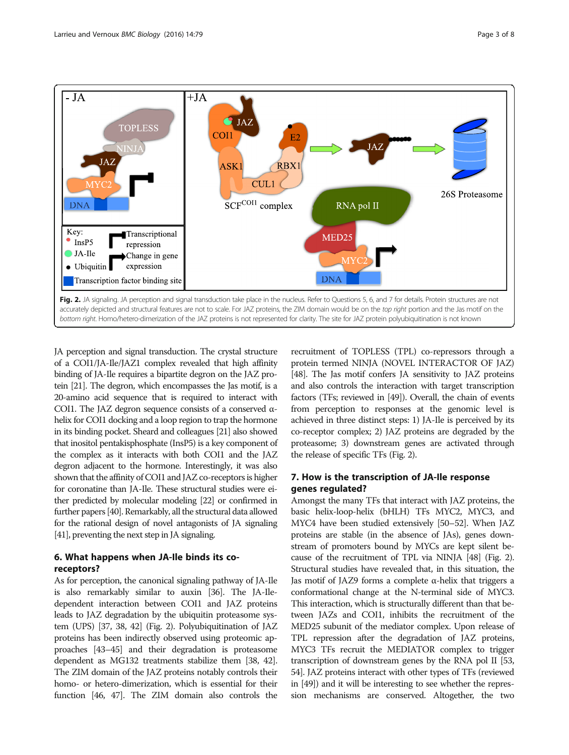Fig. 2. JA signaling. JA perception and signal transduction take place in the nucleus. Refer to Questions 5, 6, and 7 for details. Protein structures are not accurately depicted and structural features are not to scale. For JAZ proteins, the ZIM domain would be on the *top right* portion and the Jas motif on the *bottom right*. Homo/hetero-dimerization of the JAZ proteins is not represented for clarity. The site for JAZ protein polyubiquitination is not known

JA perception and signal transduction. The crystal structure of a COI1/JA-Ile/JAZ1 complex revealed that high affinity binding of JA-Ile requires a bipartite degron on the JAZ protein [21]. The degron, which encompasses the Jas motif, is a 20-amino acid sequence that is required to interact with COI1. The JAZ degron sequence consists of a conserved α-helix for COI1 docking and a loop region to trap the hormone in its binding pocket. Sheard and colleagues [21] also showed that inositol pentakisphosphate (InsP5) is a key component of the complex as it interacts with both COI1 and the JAZ degron adjacent to the hormone. Interestingly, it was also shown that the affinity of COI1 and JAZ co-receptors is higher for coronatine than JA-Ile. These structural studies were either predicted by molecular modeling [22] or confirmed in further papers [40]. Remarkably, all the structural data allowed for the rational design of novel antagonists of JA signaling [41], preventing the next step in JA signaling.

## 6. What happens when JA-Ile binds its co-receptors?

As for perception, the canonical signaling pathway of JA-Ile is also remarkably similar to auxin [36]. The JA-Ile-dependent interaction between COI1 and JAZ proteins leads to JAZ degradation by the ubiquitin proteasome system (UPS) [37, 38, 42] (Fig. 2). Polyubiquitination of JAZ proteins has been indirectly observed using proteomic approaches [43–45] and their degradation is proteasome dependent as MG132 treatments stabilize them [38, 42]. The ZIM domain of the JAZ proteins notably controls their homo- or hetero-dimerization, which is essential for their function [46, 47]. The ZIM domain also controls the recruitment of TOPLESS (TPL) co-repressors through a protein termed NINJA (NOVEL INTERACTOR OF JAZ) [48]. The Jas motif confers JA sensitivity to JAZ proteins and also controls the interaction with target transcription factors (TFs; reviewed in [49]). Overall, the chain of events from perception to responses at the genomic level is achieved in three distinct steps: 1) JA-Ile is perceived by its co-receptor complex; 2) JAZ proteins are degraded by the proteasome; 3) downstream genes are activated through the release of specific TFs (Fig. 2).

## 7. How is the transcription of JA-Ile response genes regulated?

Amongst the many TFs that interact with JAZ proteins, the basic helix-loop-helix (bHLH) TFs MYC2, MYC3, and MYC4 have been studied extensively [50–52]. When JAZ proteins are stable (in the absence of JAs), genes downstream of promoters bound by MYCs are kept silent because of the recruitment of TPL via NINJA [48] (Fig. 2). Structural studies have revealed that, in this situation, the Jas motif of JAZ9 forms a complete α-helix that triggers a conformational change at the N-terminal side of MYC3. This interaction, which is structurally different than that between JAZs and COI1, inhibits the recruitment of the MED25 subunit of the mediator complex. Upon release of TPL repression after the degradation of JAZ proteins, MYC3 TFs recruit the MEDIATOR complex to trigger transcription of downstream genes by the RNA pol II [53, 54]. JAZ proteins interact with other types of TFs (reviewed in [49]) and it will be interesting to see whether the repression mechanisms are conserved. Altogether, the two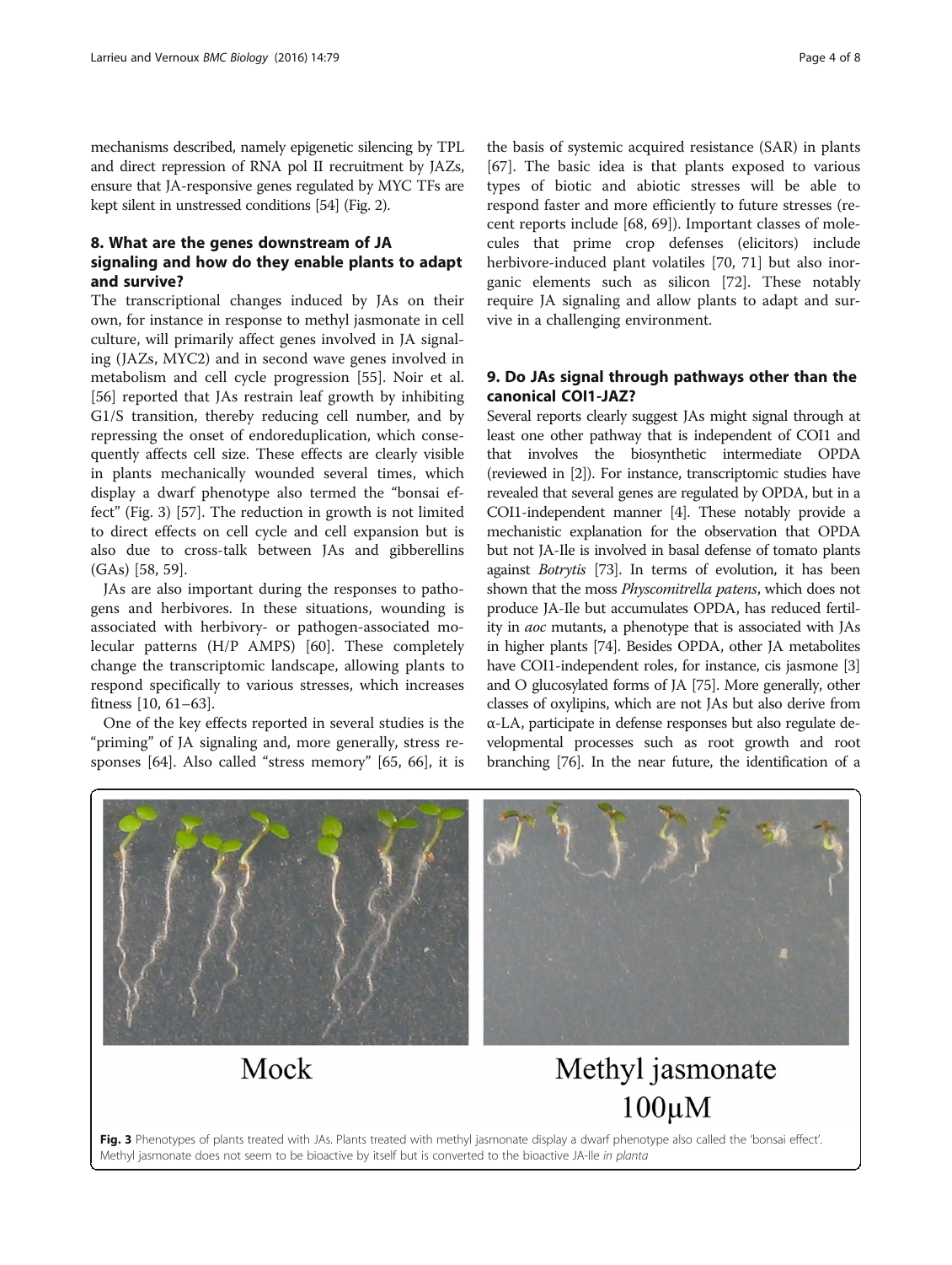mechanisms described, namely epigenetic silencing by TPL and direct repression of RNA pol II recruitment by JAZs, ensure that JA-responsive genes regulated by MYC TFs are kept silent in unstressed conditions [54] (Fig. 2).

## 8. What are the genes downstream of JA signaling and how do they enable plants to adapt and survive?

The transcriptional changes induced by JAs on their own, for instance in response to methyl jasmonate in cell culture, will primarily affect genes involved in JA signaling (JAZs, MYC2) and in second wave genes involved in metabolism and cell cycle progression [55]. Noir et al. [56] reported that JAs restrain leaf growth by inhibiting G1/S transition, thereby reducing cell number, and by repressing the onset of endoreduplication, which consequently affects cell size. These effects are clearly visible in plants mechanically wounded several times, which display a dwarf phenotype also termed the "bonsai effect" (Fig. 3) [57]. The reduction in growth is not limited to direct effects on cell cycle and cell expansion but is also due to cross-talk between JAs and gibberellins (GAs) [58, 59].

JAs are also important during the responses to pathogens and herbivores. In these situations, wounding is associated with herbivory- or pathogen-associated molecular patterns (H/P AMPS) [60]. These completely change the transcriptomic landscape, allowing plants to respond specifically to various stresses, which increases fitness [10, 61–63].

One of the key effects reported in several studies is the "priming" of JA signaling and, more generally, stress responses [64]. Also called "stress memory" [65, 66], it is the basis of systemic acquired resistance (SAR) in plants [67]. The basic idea is that plants exposed to various types of biotic and abiotic stresses will be able to respond faster and more efficiently to future stresses (recent reports include [68, 69]). Important classes of molecules that prime crop defenses (elicitors) include herbivore-induced plant volatiles [70, 71] but also inorganic elements such as silicon [72]. These notably require JA signaling and allow plants to adapt and survive in a challenging environment.

## 9. Do JAs signal through pathways other than the canonical COI1-JAZ?

Several reports clearly suggest JAs might signal through at least one other pathway that is independent of COI1 and that involves the biosynthetic intermediate OPDA (reviewed in [2]). For instance, transcriptomic studies have revealed that several genes are regulated by OPDA, but in a COI1-independent manner [4]. These notably provide a mechanistic explanation for the observation that OPDA but not JA-Ile is involved in basal defense of tomato plants against *Botrytis* [73]. In terms of evolution, it has been shown that the moss *Physcomitrella patens*, which does not produce JA-Ile but accumulates OPDA, has reduced fertility in *aoc* mutants, a phenotype that is associated with JAs in higher plants [74]. Besides OPDA, other JA metabolites have COI1-independent roles, for instance, cis jasmone [3] and O glucosylated forms of JA [75]. More generally, other classes of oxylipins, which are not JAs but also derive from α-LA, participate in defense responses but also regulate developmental processes such as root growth and root branching [76]. In the near future, the identification of a

Mock

Methyl jasmonate 100µM

**Fig. 3** Phenotypes of plants treated with JAs. Plants treated with methyl jasmonate display a dwarf phenotype also called the 'bonsai effect'. Methyl jasmonate does not seem to be bioactive by itself but is converted to the bioactive JA-Ile *in planta*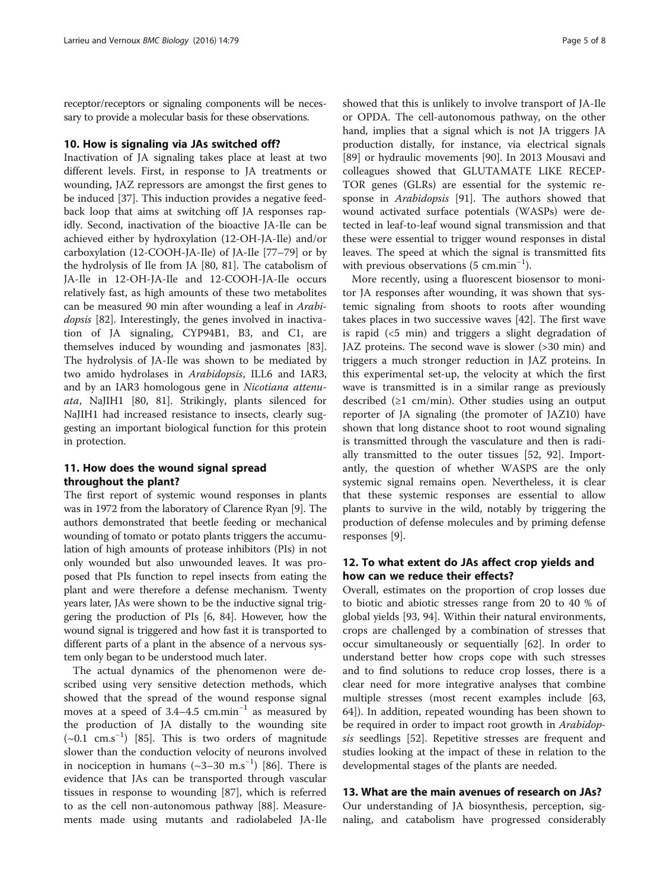receptor/receptors or signaling components will be necessary to provide a molecular basis for these observations.

## 10. How is signaling via JAs switched off?

Inactivation of JA signaling takes place at least at two different levels. First, in response to JA treatments or wounding, JAZ repressors are amongst the first genes to be induced [37]. This induction provides a negative feedback loop that aims at switching off JA responses rapidly. Second, inactivation of the bioactive JA-Ile can be achieved either by hydroxylation (12-OH-JA-Ile) and/or carboxylation (12-COOH-JA-Ile) of JA-Ile [77–79] or by the hydrolysis of Ile from JA [80, 81]. The catabolism of JA-Ile in 12-OH-JA-Ile and 12-COOH-JA-Ile occurs relatively fast, as high amounts of these two metabolites can be measured 90 min after wounding a leaf in *Arabidopsis* [82]. Interestingly, the genes involved in inactivation of JA signaling, CYP94B1, B3, and C1, are themselves induced by wounding and jasmonates [83]. The hydrolysis of JA-Ile was shown to be mediated by two amido hydrolases in *Arabidopsis*, ILL6 and IAR3, and by an IAR3 homologous gene in *Nicotiana attenuata*, NaJIH1 [80, 81]. Strikingly, plants silenced for NaJIH1 had increased resistance to insects, clearly suggesting an important biological function for this protein in protection.

## 11. How does the wound signal spread throughout the plant?

The first report of systemic wound responses in plants was in 1972 from the laboratory of Clarence Ryan [9]. The authors demonstrated that beetle feeding or mechanical wounding of tomato or potato plants triggers the accumulation of high amounts of protease inhibitors (PIs) in not only wounded but also unwounded leaves. It was proposed that PIs function to repel insects from eating the plant and were therefore a defense mechanism. Twenty years later, JAs were shown to be the inductive signal triggering the production of PIs [6, 84]. However, how the wound signal is triggered and how fast it is transported to different parts of a plant in the absence of a nervous system only began to be understood much later.

The actual dynamics of the phenomenon were described using very sensitive detection methods, which showed that the spread of the wound response signal moves at a speed of 3.4–4.5 $cm.min^{-1}$ as measured by the production of JA distally to the wounding site (~0.1 $cm.s^{-1}$) [85]. This is two orders of magnitude slower than the conduction velocity of neurons involved in nociception in humans (~3–30 $m.s^{-1}$) [86]. There is evidence that JAs can be transported through vascular tissues in response to wounding [87], which is referred to as the cell non-autonomous pathway [88]. Measurements made using mutants and radiolabeled JA-Ile showed that this is unlikely to involve transport of JA-Ile or OPDA. The cell-autonomous pathway, on the other hand, implies that a signal which is not JA triggers JA production distally, for instance, via electrical signals [89] or hydraulic movements [90]. In 2013 Mousavi and colleagues showed that GLUTAMATE LIKE RECEPTOR genes (GLRs) are essential for the systemic response in *Arabidopsis* [91]. The authors showed that wound activated surface potentials (WASPs) were detected in leaf-to-leaf wound signal transmission and that these were essential to trigger wound responses in distal leaves. The speed at which the signal is transmitted fits with previous observations (5 $cm.min^{-1}$).

More recently, using a fluorescent biosensor to monitor JA responses after wounding, it was shown that systemic signaling from shoots to roots after wounding takes places in two successive waves [42]. The first wave is rapid (<5 min) and triggers a slight degradation of JAZ proteins. The second wave is slower (>30 min) and triggers a much stronger reduction in JAZ proteins. In this experimental set-up, the velocity at which the first wave is transmitted is in a similar range as previously described (≥1 cm/min). Other studies using an output reporter of JA signaling (the promoter of JAZ10) have shown that long distance shoot to root wound signaling is transmitted through the vasculature and then is radially transmitted to the outer tissues [52, 92]. Importantly, the question of whether WASPS are the only systemic signal remains open. Nevertheless, it is clear that these systemic responses are essential to allow plants to survive in the wild, notably by triggering the production of defense molecules and by priming defense responses [9].

## 12. To what extent do JAs affect crop yields and how can we reduce their effects?

Overall, estimates on the proportion of crop losses due to biotic and abiotic stresses range from 20 to 40 % of global yields [93, 94]. Within their natural environments, crops are challenged by a combination of stresses that occur simultaneously or sequentially [62]. In order to understand better how crops cope with such stresses and to find solutions to reduce crop losses, there is a clear need for more integrative analyses that combine multiple stresses (most recent examples include [63, 64]). In addition, repeated wounding has been shown to be required in order to impact root growth in *Arabidopsis* seedlings [52]. Repetitive stresses are frequent and studies looking at the impact of these in relation to the developmental stages of the plants are needed.

## 13. What are the main avenues of research on JAs?

Our understanding of JA biosynthesis, perception, signaling, and catabolism have progressed considerably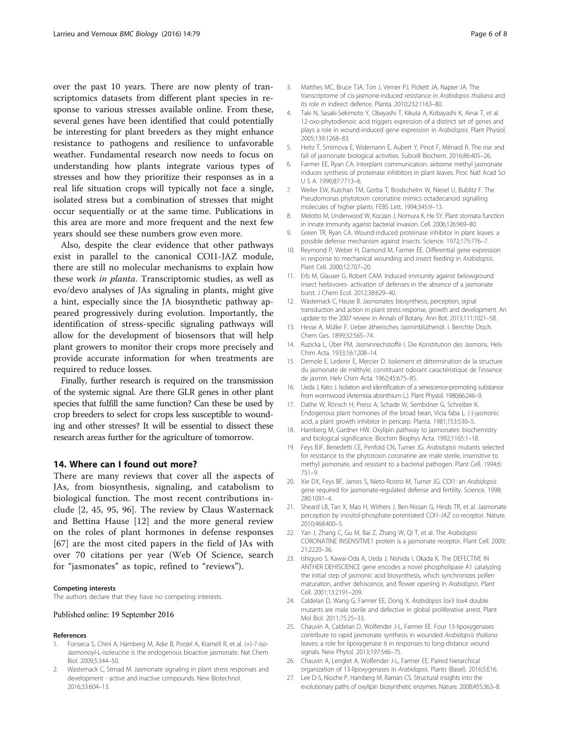over the past 10 years. There are now plenty of transcriptomics datasets from different plant species in response to various stresses available online. From these, several genes have been identified that could potentially be interesting for plant breeders as they might enhance resistance to pathogens and resilience to unfavorable weather. Fundamental research now needs to focus on understanding how plants integrate various types of stresses and how they prioritize their responses as in a real life situation crops will typically not face a single, isolated stress but a combination of stresses that might occur sequentially or at the same time. Publications in this area are more and more frequent and the next few years should see these numbers grow even more.

Also, despite the clear evidence that other pathways exist in parallel to the canonical COI1-JAZ module, there are still no molecular mechanisms to explain how these work *in planta*. Transcriptomic studies, as well as evo/devo analyses of JAs signaling in plants, might give a hint, especially since the JA biosynthetic pathway appeared progressively during evolution. Importantly, the identification of stress-specific signaling pathways will allow for the development of biosensors that will help plant growers to monitor their crops more precisely and provide accurate information for when treatments are required to reduce losses.

Finally, further research is required on the transmission of the systemic signal. Are there GLR genes in other plant species that fulfill the same function? Can these be used by crop breeders to select for crops less susceptible to wounding and other stresses? It will be essential to dissect these research areas further for the agriculture of tomorrow.

## 14. Where can I found out more?

There are many reviews that cover all the aspects of JAs, from biosynthesis, signaling, and catabolism to biological function. The most recent contributions include [2, 45, 95, 96]. The review by Claus Wasternack and Bettina Hause [12] and the more general review on the roles of plant hormones in defense responses [67] are the most cited papers in the field of JAs with over 70 citations per year (Web Of Science, search for "jasmonates" as topic, refined to "reviews").

#### Competing interests

The authors declare that they have no competing interests.

Published online: 19 September 2016

#### References

1. Fonseca S, Chini A, Hamberg M, Adie B, Porzel A, Kramell R, et al. (+)-7-iso-Jasmonoyl-L-isoleucine is the endogenous bioactive jasmonate. Nat Chem Biol. 2009;5:344–50.
2. Wasternack C, Strnad M. Jasmonate signaling in plant stress responses and development - active and inactive compounds. New Biotechnol. 2016;33:604–13.
3. Matthes MC, Bruce TJA, Ton J, Verrier PJ, Pickett JA, Napier JA. The transcriptome of cis-jasmone-induced resistance in *Arabidopsis thaliana* and its role in indirect defence. Planta. 2010;232:1163–80.
4. Taki N, Sasaki-Sekimoto Y, Obayashi T, Kikuta A, Kobayashi K, Ainai T, et al. 12-oxo-phytodienoic acid triggers expression of a distinct set of genes and plays a role in wound-induced gene expression in *Arabidopsis*. Plant Physiol. 2005;139:1268–83.
5. Heitz T, Smirnova E, Widemann E, Aubert Y, Pinot F, Ménard R. The rise and fall of jasmonate biological activities. Subcell Biochem. 2016;86:405–26.
6. Farmer EE, Ryan CA. Interplant communication: airborne methyl jasmonate induces synthesis of proteinase inhibitors in plant leaves. Proc Natl Acad Sci U S A. 1990;87:7713–6.
7. Weiler EW, Kutchan TM, Gorba T, Brodschelm W, Niesel U, Bublitz F. The Pseudomonas phytotoxin coronatine mimics octadecanoid signalling molecules of higher plants. FEBS Lett. 1994;345:9–13.
8. Melotto M, Underwood W, Koczan J, Nomura K, He SY. Plant stomata function in innate immunity against bacterial invasion. Cell. 2006;126:969–80.
9. Green TR, Ryan CA. Wound-induced proteinase inhibitor in plant leaves: a possible defense mechanism against insects. Science. 1972;175:776–7.
10. Reymond P, Weber H, Damond M, Farmer EE. Differential gene expression in response to mechanical wounding and insect feeding in *Arabidopsis*. Plant Cell. 2000;12:707–20.
11. Erb M, Glauser G, Robert CAM. Induced immunity against belowground insect herbivores- activation of defenses in the absence of a jasmonate burst. J Chem Ecol. 2012;38:629–40.
12. Wasternack C, Hause B. Jasmonates: biosynthesis, perception, signal transduction and action in plant stress response, growth and development. An update to the 2007 review in Annals of Botany. Ann Bot. 2013;111:1021–58.
13. Hesse A, Müller F. Ueber ätherisches Jasminblüthenöl. I. Berichte Dtsch. Chem Ges. 1899;32:565–74.
14. Ruzicka L, Über PM, Jasminriechstoffe I. Die Konstitution des Jasmons. Helv Chim Acta. 1933;16:1208–14.
15. Demole E, Lederer E, Mercier D. Isolement et détermination de la structure du jasmonate de méthyle, constituant odorant caractéristique de l'essence de jasmin. Helv Chim Acta. 1962;45:675–85.
16. Ueda J, Kato J. Isolation and identification of a senescence-promoting substance from wormwood (Artemisia absinthium L.). Plant Physiol. 1980;66:246–9.
17. Dathe W, Rönsch H, Preiss A, Schade W, Sembdner G, Schreiber K. Endogenous plant hormones of the broad bean, Vicia faba L. (-)-jasmonic acid, a plant growth inhibitor in pericarp. Planta. 1981;153:530–5.
18. Hamberg M, Gardner HW. Oxylipin pathway to jasmonates: biochemistry and biological significance. Biochim Biophys Acta. 1992;1165:1–18.
19. Feys BJF, Benedetti CE, Penfold CN, Turner JG. *Arabidopsis* mutants selected for resistance to the phytotoxin coronatine are male sterile, insensitive to methyl jasmonate, and resistant to a bacterial pathogen. Plant Cell. 1994;6:751–9.
20. Xie DX, Feys BF, James S, Nieto-Rostro M, Turner JG. COI1: an *Arabidopsis* gene required for jasmonate-regulated defense and fertility. Science. 1998;280:1091–4.
21. Sheard LB, Tan X, Mao H, Withers J, Ben-Nissan G, Hinds TR, et al. Jasmonate perception by inositol-phosphate-potentiated COI1-JAZ co-receptor. Nature. 2010;468:400–5.
22. Yan J, Zhang C, Gu M, Bai Z, Zhang W, Qi T, et al. The *Arabidopsis* CORONATINE INSENSITIVE1 protein is a jasmonate receptor. Plant Cell. 2009;21:2220–36.
23. Ishiguro S, Kawai-Oda A, Ueda J, Nishida I, Okada K. The DEFECTIVE IN ANTHER DEHISCIENCE gene encodes a novel phospholipase A1 catalyzing the initial step of jasmonic acid biosynthesis, which synchronizes pollen maturation, anther dehiscence, and flower opening in *Arabidopsis*. Plant Cell. 2001;13:2191–209.
24. Caldelari D, Wang G, Farmer EE, Dong X. *Arabidopsis* lox3 lox4 double mutants are male sterile and defective in global proliferative arrest. Plant Mol Biol. 2011;75:25–33.
25. Chauvin A, Caldelari D, Wolfender J-L, Farmer EE. Four 13-lipoxygenases contribute to rapid jasmonate synthesis in wounded *Arabidopsis thaliana* leaves: a role for lipoxygenase 6 in responses to long-distance wound signals. New Phytol. 2013;197:566–75.
26. Chauvin A, Lenglet A, Wolfender J-L, Farmer EE. Paired hierarchical organization of 13-lipoxygenases in *Arabidopsis*. Plants (Basel). 2016;5:E16.
27. Lee D-S, Nioche P, Hamberg M, Raman CS. Structural insights into the evolutionary paths of oxylipin biosynthetic enzymes. Nature. 2008;455:363–8.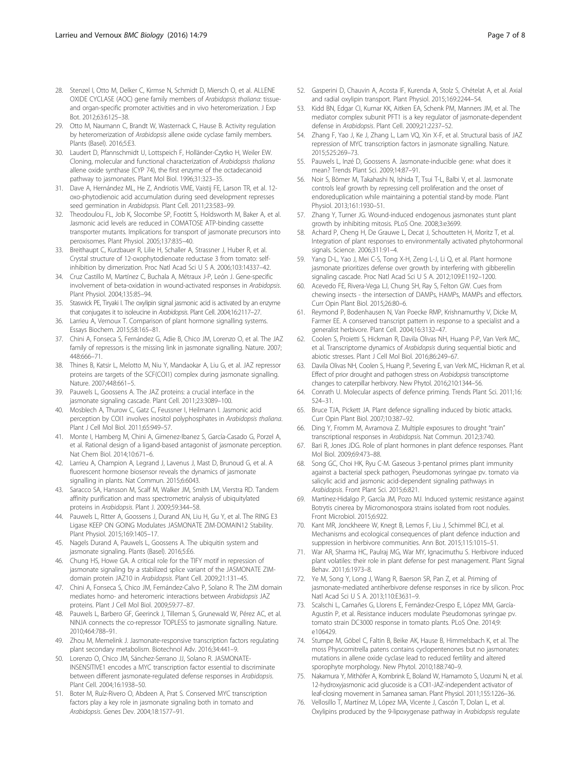28. Stenzel I, Otto M, Delker C, Kirmse N, Schmidt D, Miersch O, et al. ALLENE OXIDE CYCLASE (AOC) gene family members of *Arabidopsis thaliana*: tissue- and organ-specific promoter activities and in vivo heteromerization. J Exp Bot. 2012;63:6125–38.
29. Otto M, Naumann C, Brandt W, Wasternack C, Hause B. Activity regulation by heteromerization of *Arabidopsis* allene oxide cyclase family members. Plants (Basel). 2016;5:E3.
30. Laudert D, Pfannschmidt U, Lottspeich F, Holländer-Czytko H, Weiler EW. Cloning, molecular and functional characterization of *Arabidopsis thaliana* allene oxide synthase (CYP 74), the first enzyme of the octadecanoid pathway to jasmonates. Plant Mol Biol. 1996;31:323–35.
31. Dave A, Hernández ML, He Z, Andriotis VME, Vaistij FE, Larson TR, et al. 12-oxo-phytodienoic acid accumulation during seed development represses seed germination in *Arabidopsis*. Plant Cell. 2011;23:583–99.
32. Theodoulou FL, Job K, Slocombe SP, Footitt S, Holdsworth M, Baker A, et al. Jasmonic acid levels are reduced in COMATOSE ATP-binding cassette transporter mutants. Implications for transport of jasmonate precursors into peroxisomes. Plant Physiol. 2005;137:835–40.
33. Breithaupt C, Kurzbauer R, Lilie H, Schaller A, Strassner J, Huber R, et al. Crystal structure of 12-oxophytodienoate reductase 3 from tomato: self-inhibition by dimerization. Proc Natl Acad Sci U S A. 2006;103:14337–42.
34. Cruz Castillo M, Martínez C, Buchala A, Métraux J-P, León J. Gene-specific involvement of beta-oxidation in wound-activated responses in *Arabidopsis*. Plant Physiol. 2004;135:85–94.
35. Staswick PE, Tiryaki I. The oxylipin signal jasmonic acid is activated by an enzyme that conjugates it to isoleucine in *Arabidopsis*. Plant Cell. 2004;16:2117–27.
36. Larrieu A, Vernoux T. Comparison of plant hormone signalling systems. Essays Biochem. 2015;58:165–81.
37. Chini A, Fonseca S, Fernández G, Adie B, Chico JM, Lorenzo O, et al. The JAZ family of repressors is the missing link in jasmonate signalling. Nature. 2007;448:666–71.
38. Thines B, Katsir L, Melotto M, Niu Y, Mandaokar A, Liu G, et al. JAZ repressor proteins are targets of the SCF(COI1) complex during jasmonate signalling. Nature. 2007;448:661–5.
39. Pauwels L, Goossens A. The JAZ proteins: a crucial interface in the jasmonate signaling cascade. Plant Cell. 2011;23:3089–100.
40. Mosblech A, Thurow C, Gatz C, Feussner I, Heilmann I. Jasmonic acid perception by COI1 involves inositol polyphosphates in *Arabidopsis thaliana*. Plant J Cell Mol Biol. 2011;65:949–57.
41. Monte I, Hamberg M, Chini A, Gimenez-Ibanez S, García-Casado G, Porzel A, et al. Rational design of a ligand-based antagonist of jasmonate perception. Nat Chem Biol. 2014;10:671–6.
42. Larrieu A, Champion A, Legrand J, Lavenus J, Mast D, Brunoud G, et al. A fluorescent hormone biosensor reveals the dynamics of jasmonate signalling in plants. Nat Commun. 2015;6:6043.
43. Saracco SA, Hansson M, Scalf M, Walker JM, Smith LM, Vierstra RD. Tandem affinity purification and mass spectrometric analysis of ubiquitylated proteins in *Arabidopsis*. Plant J. 2009;59:344–58.
44. Pauwels L, Ritter A, Goossens J, Durand AN, Liu H, Gu Y, et al. The RING E3 Ligase KEEP ON GOING Modulates JASMONATE ZIM-DOMAIN12 Stability. Plant Physiol. 2015;169:1405–17.
45. Nagels Durand A, Pauwels L, Goossens A. The ubiquitin system and jasmonate signaling. Plants (Basel). 2016;5:E6.
46. Chung HS, Howe GA. A critical role for the TIFY motif in repression of jasmonate signaling by a stabilized splice variant of the JASMONATE ZIM-domain protein JAZ10 in *Arabidopsis*. Plant Cell. 2009;21:131–45.
47. Chini A, Fonseca S, Chico JM, Fernández-Calvo P, Solano R. The ZIM domain mediates homo- and heteromeric interactions between *Arabidopsis* JAZ proteins. Plant J Cell Mol Biol. 2009;59:77–87.
48. Pauwels L, Barbero GF, Geerinck J, Tilleman S, Grunewald W, Pérez AC, et al. NINJA connects the co-repressor TOPLESS to jasmonate signalling. Nature. 2010;464:788–91.
49. Zhou M, Memelink J. Jasmonate-responsive transcription factors regulating plant secondary metabolism. Biotechnol Adv. 2016;34:441–9.
50. Lorenzo O, Chico JM, Sánchez-Serrano JJ, Solano R. JASMONATE-INSENSITIVE1 encodes a MYC transcription factor essential to discriminate between different jasmonate-regulated defense responses in *Arabidopsis*. Plant Cell. 2004;16:1938–50.
51. Boter M, Ruíz-Rivero O, Abdeen A, Prat S. Conserved MYC transcription factors play a key role in jasmonate signaling both in tomato and *Arabidopsis*. Genes Dev. 2004;18:1577–91.
52. Gasperini D, Chauvin A, Acosta IF, Kurenda A, Stolz S, Chételat A, et al. Axial and radial oxylipin transport. Plant Physiol. 2015;169:2244–54.
53. Kidd BN, Edgar CI, Kumar KK, Aitken EA, Schenk PM, Manners JM, et al. The mediator complex subunit PFT1 is a key regulator of jasmonate-dependent defense in *Arabidopsis*. Plant Cell. 2009;21:2237–52.
54. Zhang F, Yao J, Ke J, Zhang L, Lam VQ, Xin X-F, et al. Structural basis of JAZ repression of MYC transcription factors in jasmonate signalling. Nature. 2015;525:269–73.
55. Pauwels L, Inzé D, Goossens A. Jasmonate-inducible gene: what does it mean? Trends Plant Sci. 2009;14:87–91.
56. Noir S, Bömer M, Takahashi N, Ishida T, Tsui T-L, Balbi V, et al. Jasmonate controls leaf growth by repressing cell proliferation and the onset of endoreduplication while maintaining a potential stand-by mode. Plant Physiol. 2013;161:1930–51.
57. Zhang Y, Turner JG. Wound-induced endogenous jasmonates stunt plant growth by inhibiting mitosis. PLoS One. 2008;3:e3699.
58. Achard P, Cheng H, De Grauwe L, Decat J, Schoutteten H, Moritz T, et al. Integration of plant responses to environmentally activated phytohormonal signals. Science. 2006;311:91–4.
59. Yang D-L, Yao J, Mei C-S, Tong X-H, Zeng L-J, Li Q, et al. Plant hormone jasmonate prioritizes defense over growth by interfering with gibberellin signaling cascade. Proc Natl Acad Sci U S A. 2012;109:E1192–1200.
60. Acevedo FE, Rivera-Vega LJ, Chung SH, Ray S, Felton GW. Cues from chewing insects - the intersection of DAMPs, HAMPs, MAMPs and effectors. Curr Opin Plant Biol. 2015;26:80–6.
61. Reymond P, Bodenhausen N, Van Poecke RMP, Krishnamurthy V, Dicke M, Farmer EE. A conserved transcript pattern in response to a specialist and a generalist herbivore. Plant Cell. 2004;16:3132–47.
62. Coolen S, Proietti S, Hickman R, Davila Olivas NH, Huang P-P, Van Verk MC, et al. Transcriptome dynamics of *Arabidopsis* during sequential biotic and abiotic stresses. Plant J Cell Mol Biol. 2016;86:249–67.
63. Davila Olivas NH, Coolen S, Huang P, Severing E, van Verk MC, Hickman R, et al. Effect of prior drought and pathogen stress on *Arabidopsis* transcriptome changes to caterpillar herbivory. New Phytol. 2016;210:1344–56.
64. Conrath U. Molecular aspects of defence priming. Trends Plant Sci. 2011;16:524–31.
65. Bruce TJA, Pickett JA. Plant defence signalling induced by biotic attacks. Curr Opin Plant Biol. 2007;10:387–92.
66. Ding Y, Fromm M, Avramova Z. Multiple exposures to drought "train" transcriptional responses in *Arabidopsis*. Nat Commun. 2012;3:740.
67. Bari R, Jones JDG. Role of plant hormones in plant defence responses. Plant Mol Biol. 2009;69:473–88.
68. Song GC, Choi HK, Ryu C-M. Gaseous 3-pentanol primes plant immunity against a bacterial speck pathogen, Pseudomonas syringae pv. tomato via salicylic acid and jasmonic acid-dependent signaling pathways in *Arabidopsis*. Front Plant Sci. 2015;6:821.
69. Martínez-Hidalgo P, García JM, Pozo MJ. Induced systemic resistance against Botrytis cinerea by Micromonospora strains isolated from root nodules. Front Microbiol. 2015;6:922.
70. Kant MR, Jonckheere W, Knegt B, Lemos F, Liu J, Schimmel BCJ, et al. Mechanisms and ecological consequences of plant defence induction and suppression in herbivore communities. Ann Bot. 2015;115:1015–51.
71. War AR, Sharma HC, Paulraj MG, War MY, Ignacimuthu S. Herbivore induced plant volatiles: their role in plant defense for pest management. Plant Signal Behav. 2011;6:1973–8.
72. Ye M, Song Y, Long J, Wang R, Baerson SR, Pan Z, et al. Priming of jasmonate-mediated antiherbivore defense responses in rice by silicon. Proc Natl Acad Sci U S A. 2013;110:E3631–9.
73. Scalschi L, Camañes G, Llorens E, Fernández-Crespo E, López MM, García-Agustín P, et al. Resistance inducers modulate Pseudomonas syringae pv. tomato strain DC3000 response in tomato plants. PLoS One. 2014;9:e106429.
74. Stumpe M, Göbel C, Faltin B, Beike AK, Hause B, Himmelsbach K, et al. The moss Physcomitrella patens contains cyclopentenones but no jasmonates: mutations in allene oxide cyclase lead to reduced fertility and altered sporophyte morphology. New Phytol. 2010;188:740–9.
75. Nakamura Y, Mithöfer A, Kombrink E, Boland W, Hamamoto S, Uozumi N, et al. 12-hydroxyjasmonic acid glucoside is a COI1-JAZ-independent activator of leaf-closing movement in Samanea saman. Plant Physiol. 2011;155:1226–36.
76. Vellosillo T, Martínez M, López MA, Vicente J, Cascón T, Dolan L, et al. Oxylipins produced by the 9-lipoxygenase pathway in *Arabidopsis* regulate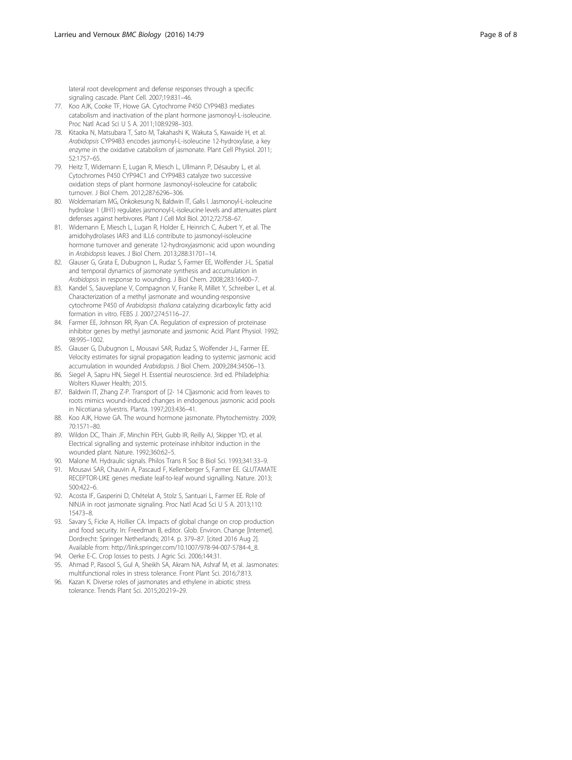lateral root development and defense responses through a specific signaling cascade. Plant Cell. 2007;19:831–46.

77. Koo AJK, Cooke TF, Howe GA. Cytochrome P450 CYP94B3 mediates catabolism and inactivation of the plant hormone jasmonoyl-L-isoleucine. Proc Natl Acad Sci U S A. 2011;108:9298–303.
78. Kitaoka N, Matsubara T, Sato M, Takahashi K, Wakuta S, Kawaide H, et al. *Arabidopsis* CYP94B3 encodes jasmonyl-L-isoleucine 12-hydroxylase, a key enzyme in the oxidative catabolism of jasmonate. Plant Cell Physiol. 2011; 52:1757–65.
79. Heitz T, Widemann E, Lugan R, Miesch L, Ullmann P, Désaubry L, et al. Cytochromes P450 CYP94C1 and CYP94B3 catalyze two successive oxidation steps of plant hormone Jasmonoyl-isoleucine for catabolic turnover. J Biol Chem. 2012;287:6296–306.
80. Woldemariam MG, Onkokesung N, Baldwin IT, Galis I. Jasmonoyl-L-isoleucine hydrolase 1 (JIH1) regulates jasmonoyl-L-isoleucine levels and attenuates plant defenses against herbivores. Plant J Cell Mol Biol. 2012;72:758–67.
81. Widemann E, Miesch L, Lugan R, Holder E, Heinrich C, Aubert Y, et al. The amidohydrolases IAR3 and ILL6 contribute to jasmonoyl-isoleucine hormone turnover and generate 12-hydroxyjasmonic acid upon wounding in *Arabidopsis* leaves. J Biol Chem. 2013;288:31701–14.
82. Glauser G, Grata E, Dubugnon L, Rudaz S, Farmer EE, Wolfender J-L. Spatial and temporal dynamics of jasmonate synthesis and accumulation in *Arabidopsis* in response to wounding. J Biol Chem. 2008;283:16400–7.
83. Kandel S, Sauveplane V, Compagnon V, Franke R, Millet Y, Schreiber L, et al. Characterization of a methyl jasmonate and wounding-responsive cytochrome P450 of *Arabidopsis thaliana* catalyzing dicarboxylic fatty acid formation in vitro. FEBS J. 2007;274:5116–27.
84. Farmer EE, Johnson RR, Ryan CA. Regulation of expression of proteinase inhibitor genes by methyl jasmonate and jasmonic Acid. Plant Physiol. 1992; 98:995–1002.
85. Glauser G, Dubugnon L, Mousavi SAR, Rudaz S, Wolfender J-L, Farmer EE. Velocity estimates for signal propagation leading to systemic jasmonic acid accumulation in wounded *Arabidopsis*. J Biol Chem. 2009;284:34506–13.
86. Siegel A, Sapru HN, Siegel H. Essential neuroscience. 3rd ed. Philadelphia: Wolters Kluwer Health; 2015.
87. Baldwin IT, Zhang Z-P. Transport of [2- 14 C]jasmonic acid from leaves to roots mimics wound-induced changes in endogenous jasmonic acid pools in Nicotiana sylvestris. Planta. 1997;203:436–41.
88. Koo AJK, Howe GA. The wound hormone jasmonate. Phytochemistry. 2009; 70:1571–80.
89. Wildon DC, Thain JF, Minchin PEH, Gubb IR, Reilly AJ, Skipper YD, et al. Electrical signalling and systemic proteinase inhibitor induction in the wounded plant. Nature. 1992;360:62–5.
90. Malone M. Hydraulic signals. Philos Trans R Soc B Biol Sci. 1993;341:33–9.
91. Mousavi SAR, Chauvin A, Pascaud F, Kellenberger S, Farmer EE. GLUTAMATE RECEPTOR-LIKE genes mediate leaf-to-leaf wound signalling. Nature. 2013; 500:422–6.
92. Acosta IF, Gasperini D, Chételat A, Stolz S, Santuari L, Farmer EE. Role of NINJA in root jasmonate signaling. Proc Natl Acad Sci U S A. 2013;110: 15473–8.
93. Savary S, Ficke A, Hollier CA. Impacts of global change on crop production and food security. In: Freedman B, editor. Glob. Environ. Change [Internet]. Dordrecht: Springer Netherlands; 2014. p. 379–87. [cited 2016 Aug 2]. Available from: http://link.springer.com/10.1007/978-94-007-5784-4_8.
94. Oerke E-C. Crop losses to pests. J Agric Sci. 2006;144:31.
95. Ahmad P, Rasool S, Gul A, Sheikh SA, Akram NA, Ashraf M, et al. Jasmonates: multifunctional roles in stress tolerance. Front Plant Sci. 2016;7:813.
96. Kazan K. Diverse roles of jasmonates and ethylene in abiotic stress tolerance. Trends Plant Sci. 2015;20:219–29.